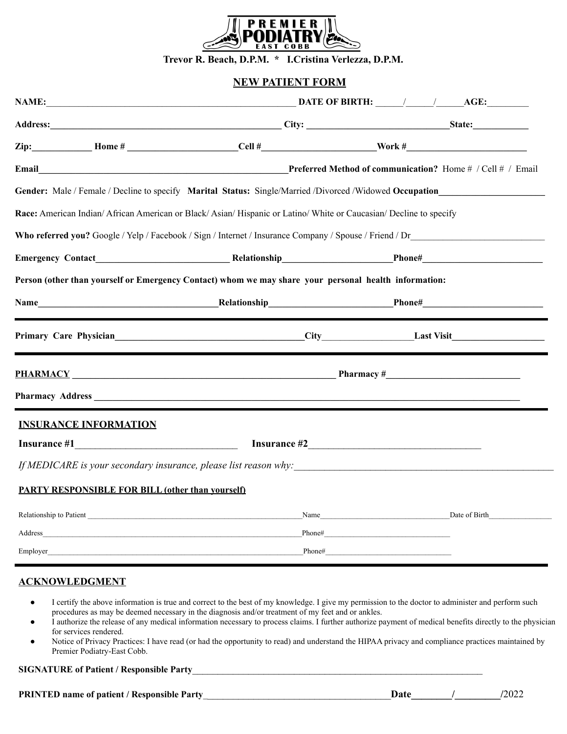# PREMIER PODIATRY EAST COBB

**Trevor R. Beach, D.P.M. * I.Cristina Verlezza, D.P.M.**

## NEW PATIENT FORM

**NAME:**_______________________________________________ **DATE OF BIRTH:** _____/_____/_____ **AGE:**________

**Address:**_____________________________________________ **City:** ____________________________ **State:**___________

**Zip:**___________ **Home #** ______________________ **Cell #**______________________ **Work #**________________________

**Email**_______________________________________________ **Preferred Method of communication?** Home # / Cell # / Email

**Gender:** Male / Female / Decline to specify **Marital Status:** Single/Married /Divorced /Widowed **Occupation**_____________________

**Race:** American Indian/ African American or Black/ Asian/ Hispanic or Latino/ White or Caucasian/ Decline to specify

**Who referred you?** Google / Yelp / Facebook / Sign / Internet / Insurance Company / Spouse / Friend / Dr___________________________

**Emergency Contact**___________________________ **Relationship**______________________ **Phone#**________________________

**Person (other than yourself or Emergency Contact) whom we may share your personal health information:**

**Name**___________________________________ **Relationship**________________________ **Phone#**________________________

---

**Primary Care Physician**_____________________________________ **City**__________________ **Last Visit**___________________

---

**PHARMACY** ______________________________________________________ **Pharmacy #**___________________________

**Pharmacy Address** _____________________________________________________________________________________

---

## INSURANCE INFORMATION

**Insurance #1**________________________________ **Insurance #2**__________________________________

*If MEDICARE is your secondary insurance, please list reason why:*_____________________________________________________

**PARTY RESPONSIBLE FOR BILL (other than yourself)**

Relationship to Patient ____________________________________________________ Name________________________________ Date of Birth_______________

Address____________________________________________________________________ Phone#________________________________

Employer___________________________________________________________________ Phone#________________________________

---

## ACKNOWLEDGMENT

- I certify the above information is true and correct to the best of my knowledge. I give my permission to the doctor to administer and perform such procedures as may be deemed necessary in the diagnosis and/or treatment of my feet and or ankles.
- I authorize the release of any medical information necessary to process claims. I further authorize payment of medical benefits directly to the physician for services rendered.
- Notice of Privacy Practices: I have read (or had the opportunity to read) and understand the HIPAA privacy and compliance practices maintained by Premier Podiatry-East Cobb.

**SIGNATURE of Patient / Responsible Party**_______________________________________________________________

**PRINTED name of patient / Responsible Party**_____________________________________ **Date**_______/________/2022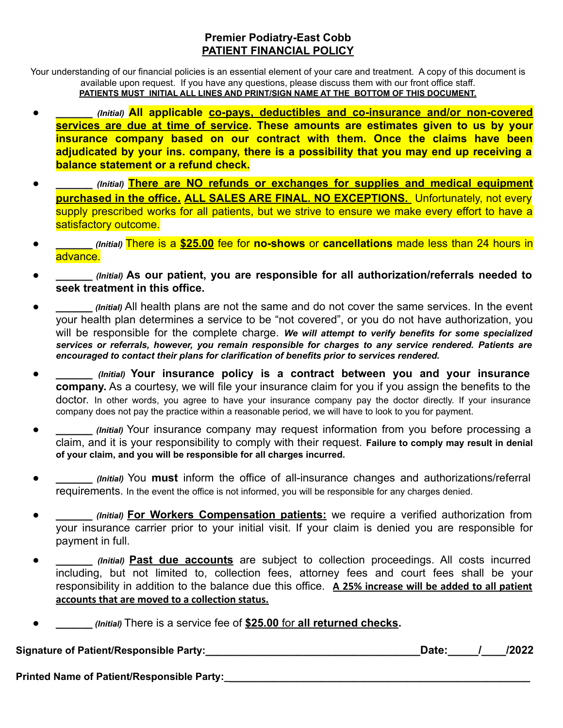**Premier Podiatry-East Cobb**

**PATIENT FINANCIAL POLICY**

Your understanding of our financial policies is an essential element of your care and treatment. A copy of this document is available upon request. If you have any questions, please discuss them with our front office staff.

**PATIENTS MUST INITIAL ALL LINES AND PRINT/SIGN NAME AT THE BOTTOM OF THIS DOCUMENT.**

- ______ *(Initial)* **All applicable co-pays, deductibles and co-insurance and/or non-covered services are due at time of service. These amounts are estimates given to us by your insurance company based on our contract with them. Once the claims have been adjudicated by your ins. company, there is a possibility that you may end up receiving a balance statement or a refund check.**
- ______ *(Initial)* **There are NO refunds or exchanges for supplies and medical equipment purchased in the office. ALL SALES ARE FINAL. NO EXCEPTIONS.** Unfortunately, not every supply prescribed works for all patients, but we strive to ensure we make every effort to have a satisfactory outcome.
- ______ *(Initial)* There is a **$25.00** fee for **no-shows** or **cancellations** made less than 24 hours in advance.
- ______ *(Initial)* **As our patient, you are responsible for all authorization/referrals needed to seek treatment in this office.**
- ______ *(Initial)* All health plans are not the same and do not cover the same services. In the event your health plan determines a service to be "not covered", or you do not have authorization, you will be responsible for the complete charge. ***We will attempt to verify benefits for some specialized services or referrals, however, you remain responsible for charges to any service rendered. Patients are encouraged to contact their plans for clarification of benefits prior to services rendered.***
- ______ *(Initial)* **Your insurance policy is a contract between you and your insurance company.** As a courtesy, we will file your insurance claim for you if you assign the benefits to the doctor. In other words, you agree to have your insurance company pay the doctor directly. If your insurance company does not pay the practice within a reasonable period, we will have to look to you for payment.
- ______ *(Initial)* Your insurance company may request information from you before processing a claim, and it is your responsibility to comply with their request. **Failure to comply may result in denial of your claim, and you will be responsible for all charges incurred.**
- ______ *(Initial)* You **must** inform the office of all-insurance changes and authorizations/referral requirements. In the event the office is not informed, you will be responsible for any charges denied.
- ______ *(Initial)* **For Workers Compensation patients:** we require a verified authorization from your insurance carrier prior to your initial visit. If your claim is denied you are responsible for payment in full.
- ______ *(Initial)* **Past due accounts** are subject to collection proceedings. All costs incurred including, but not limited to, collection fees, attorney fees and court fees shall be your responsibility in addition to the balance due this office. **A 25% increase will be added to all patient accounts that are moved to a collection status.**
- ______ *(Initial)* There is a service fee of **$25.00** for **all returned checks**.

**Signature of Patient/Responsible Party:**____________________________________**Date:**_____/____/2022

**Printed Name of Patient/Responsible Party:**_____________________________________________________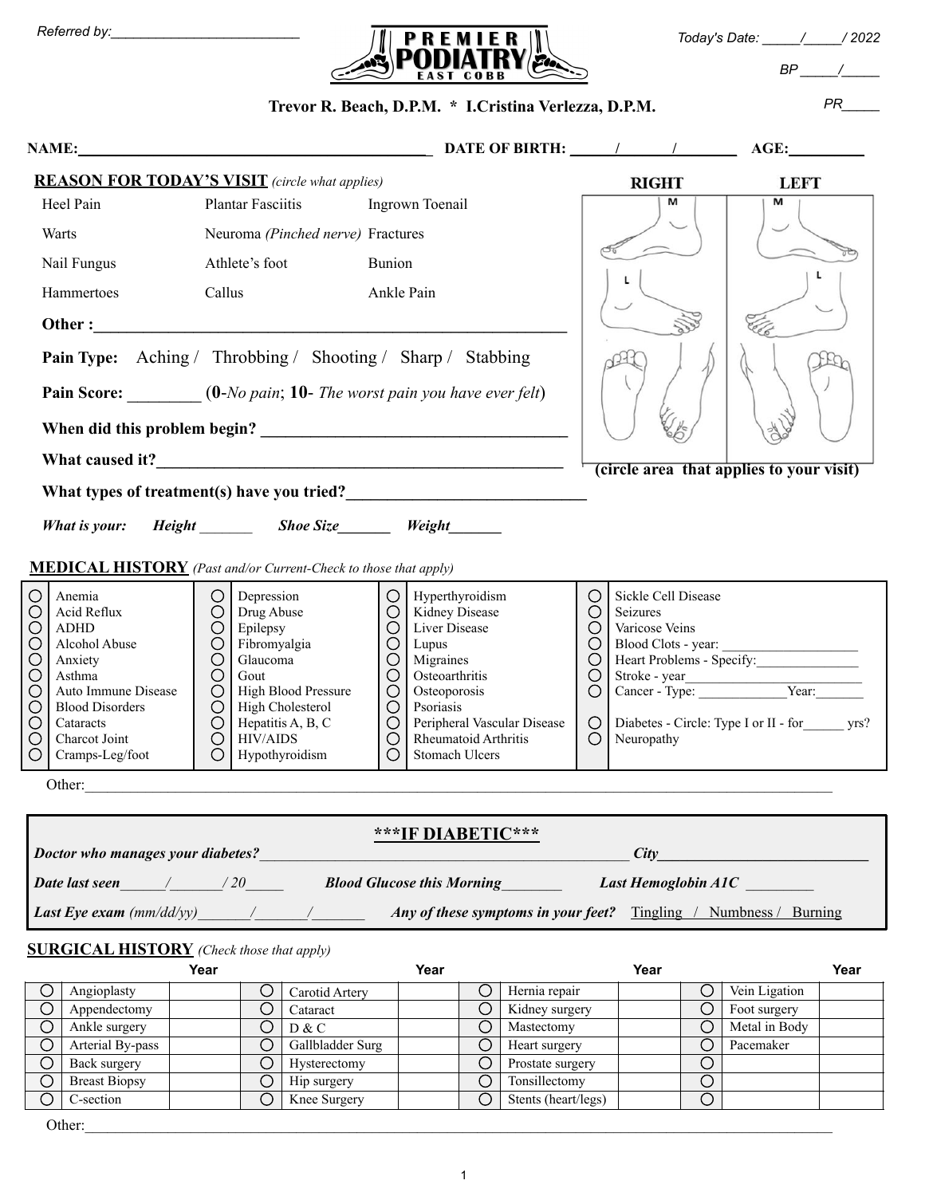Referred by:_________________________

# PREMIER PODIATRY
EAST COBB

Today's Date: _____/_____/ 2022

BP _____/_____

PR_____

**Trevor R. Beach, D.P.M. * I.Cristina Verlezza, D.P.M.**

**NAME:**_____________________________________________ **DATE OF BIRTH:** ______/______/________ **AGE:**__________

## REASON FOR TODAY'S VISIT *(circle what applies)*

| | | |
|---|---|---|
| Heel Pain | Plantar Fasciitis | Ingrown Toenail |
| Warts | Neuroma *(Pinched nerve)* | Fractures |
| Nail Fungus | Athlete's foot | Bunion |
| Hammertoes | Callus | Ankle Pain |

**Other :**___________________________________________________________

**Pain Type:** Aching / Throbbing / Shooting / Sharp / Stabbing

**Pain Score:** _________ (**0**-*No pain*; **10**- *The worst pain you have ever felt*)

**When did this problem begin?** ______________________________________

**What caused it?**____________________________________________________

**What types of treatment(s) have you tried?**______________________________

***What is your:*** ***Height*** _______ ***Shoe Size***_______ ***Weight***_______

**RIGHT** **LEFT**

M M L L

**(circle area that applies to your visit)**

## MEDICAL HISTORY *(Past and/or Current-Check to those that apply)*

| | | | | | | | |
|---|---|---|---|---|---|---|---|
| ○ | Anemia | ○ | Depression | ○ | Hyperthyroidism | ○ | Sickle Cell Disease |
| ○ | Acid Reflux | ○ | Drug Abuse | ○ | Kidney Disease | ○ | Seizures |
| ○ | ADHD | ○ | Epilepsy | ○ | Liver Disease | ○ | Varicose Veins |
| ○ | Alcohol Abuse | ○ | Fibromyalgia | ○ | Lupus | ○ | Blood Clots - year: ____________________ |
| ○ | Anxiety | ○ | Glaucoma | ○ | Migraines | ○ | Heart Problems - Specify:_______________ |
| ○ | Asthma | ○ | Gout | ○ | Osteoarthritis | ○ | Stroke - year__________________________ |
| ○ | Auto Immune Disease | ○ | High Blood Pressure | ○ | Osteoporosis | ○ | Cancer - Type: _____________Year:_______ |
| ○ | Blood Disorders | ○ | High Cholesterol | ○ | Psoriasis | | |
| ○ | Cataracts | ○ | Hepatitis A, B, C | ○ | Peripheral Vascular Disease | ○ | Diabetes - Circle: Type I or II - for______ yrs? |
| ○ | Charcot Joint | ○ | HIV/AIDS | ○ | Rheumatoid Arthritis | ○ | Neuropathy |
| ○ | Cramps-Leg/foot | ○ | Hypothyroidism | ○ | Stomach Ulcers | | |

Other:_____________________________________________________________________________________________

### ***IF DIABETIC***

***Doctor who manages your diabetes?***_________________________________________________ ***City***____________________________

***Date last seen***______/_______/ 20_____ ***Blood Glucose this Morning***________ ***Last Hemoglobin A1C*** _________

***Last Eye exam*** *(mm/dd/yy)*_______/_______/_______ ***Any of these symptoms in your feet?*** Tingling / Numbness / Burning

## SURGICAL HISTORY *(Check those that apply)*

| | | Year | | | Year | | | Year | | | Year |
|---|---|---|---|---|---|---|---|---|---|---|---|
| ○ | Angioplasty | | ○ | Carotid Artery | | ○ | Hernia repair | | ○ | Vein Ligation | |
| ○ | Appendectomy | | ○ | Cataract | | ○ | Kidney surgery | | ○ | Foot surgery | |
| ○ | Ankle surgery | | ○ | D & C | | ○ | Mastectomy | | ○ | Metal in Body | |
| ○ | Arterial By-pass | | ○ | Gallbladder Surg | | ○ | Heart surgery | | ○ | Pacemaker | |
| ○ | Back surgery | | ○ | Hysterectomy | | ○ | Prostate surgery | | ○ | | |
| ○ | Breast Biopsy | | ○ | Hip surgery | | ○ | Tonsillectomy | | ○ | | |
| ○ | C-section | | ○ | Knee Surgery | | ○ | Stents (heart/legs) | | ○ | | |

Other:_____________________________________________________________________________________________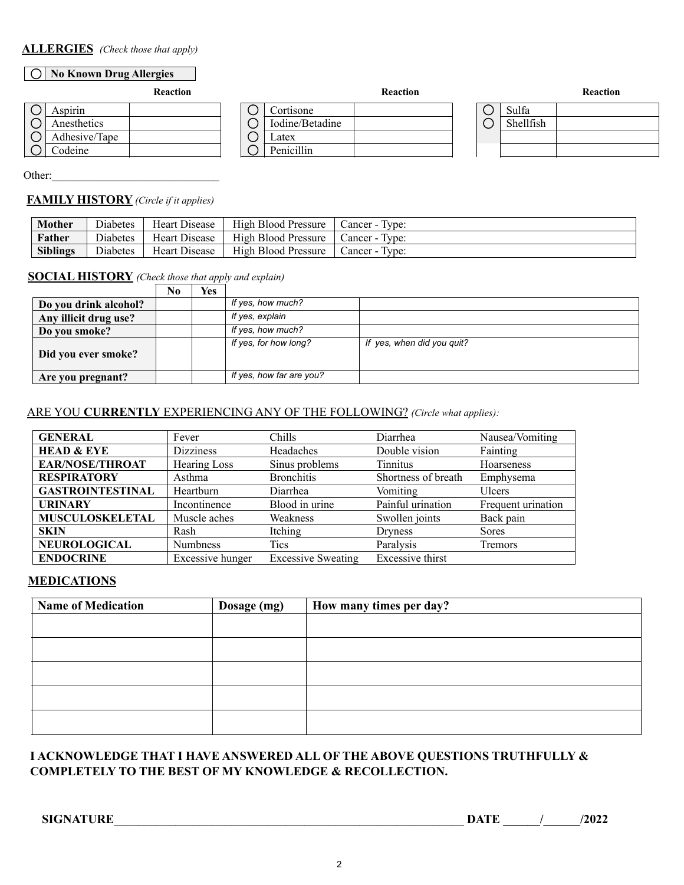**ALLERGIES** *(Check those that apply)*

○ **No Known Drug Allergies**

| | Reaction | | Reaction | | Reaction |
|---|---|---|---|---|---|
| ○ Aspirin | | ○ Cortisone | | ○ Sulfa | |
| ○ Anesthetics | | ○ Iodine/Betadine | | ○ Shellfish | |
| ○ Adhesive/Tape | | ○ Latex | | | |
| ○ Codeine | | ○ Penicillin | | | |

Other:______________________________

**FAMILY HISTORY** *(Circle if it applies)*

| | | | | |
|---|---|---|---|---|
| **Mother** | Diabetes | Heart Disease | High Blood Pressure | Cancer - Type: |
| **Father** | Diabetes | Heart Disease | High Blood Pressure | Cancer - Type: |
| **Siblings** | Diabetes | Heart Disease | High Blood Pressure | Cancer - Type: |

**SOCIAL HISTORY** *(Check those that apply and explain)*

| | No | Yes | | |
|---|---|---|---|---|
| **Do you drink alcohol?** | | | *If yes, how much?* | |
| **Any illicit drug use?** | | | *If yes, explain* | |
| **Do you smoke?** | | | *If yes, how much?* | |
| **Did you ever smoke?** | | | *If yes, for how long?* | *If yes, when did you quit?* |
| **Are you pregnant?** | | | *If yes, how far are you?* | |

ARE YOU **CURRENTLY** EXPERIENCING ANY OF THE FOLLOWING? *(Circle what applies):*

| | | | | |
|---|---|---|---|---|
| **GENERAL** | Fever | Chills | Diarrhea | Nausea/Vomiting |
| **HEAD & EYE** | Dizziness | Headaches | Double vision | Fainting |
| **EAR/NOSE/THROAT** | Hearing Loss | Sinus problems | Tinnitus | Hoarseness |
| **RESPIRATORY** | Asthma | Bronchitis | Shortness of breath | Emphysema |
| **GASTROINTESTINAL** | Heartburn | Diarrhea | Vomiting | Ulcers |
| **URINARY** | Incontinence | Blood in urine | Painful urination | Frequent urination |
| **MUSCULOSKELETAL** | Muscle aches | Weakness | Swollen joints | Back pain |
| **SKIN** | Rash | Itching | Dryness | Sores |
| **NEUROLOGICAL** | Numbness | Tics | Paralysis | Tremors |
| **ENDOCRINE** | Excessive hunger | Excessive Sweating | Excessive thirst | |

**MEDICATIONS**

| Name of Medication | Dosage (mg) | How many times per day? |
|---|---|---|
| | | |
| | | |
| | | |
| | | |
| | | |

**I ACKNOWLEDGE THAT I HAVE ANSWERED ALL OF THE ABOVE QUESTIONS TRUTHFULLY & COMPLETELY TO THE BEST OF MY KNOWLEDGE & RECOLLECTION.**

**SIGNATURE**____________________________________________________________ **DATE** ______/______/**2022**